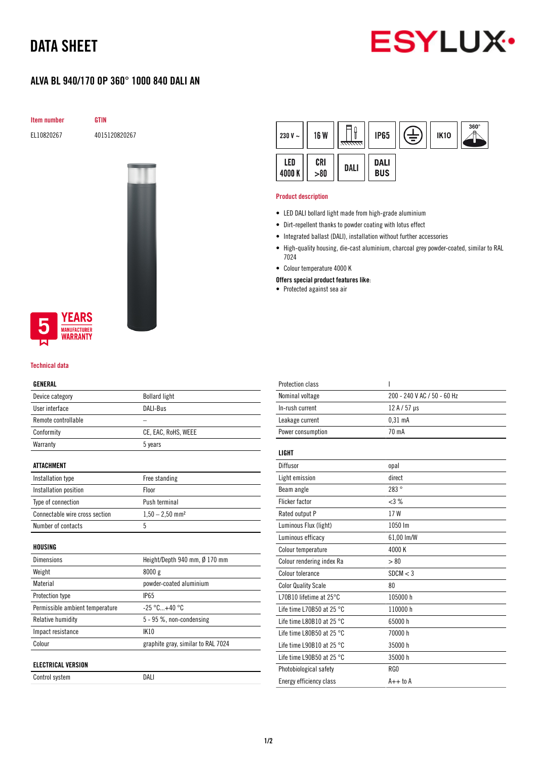# DATA SHEET

ESYLUX

## ALVA BL 940/170 OP 360° 1000 840 DALI AN

| Item number | GTIN |
|---|---|
| EL10820267 | 4015120820267 |

230 V ~ | 16 W | IP65 | IK10 | 360° | LED 4000 K | CRI >80 | DALI | DALI BUS

5 YEARS MANUFACTURER WARRANTY

### Product description

- LED DALI bollard light made from high-grade aluminium
- Dirt-repellent thanks to powder coating with lotus effect
- Integrated ballast (DALI), installation without further accessories
- High-quality housing, die-cast aluminium, charcoal grey powder-coated, similar to RAL 7024
- Colour temperature 4000 K

**Offers special product features like:**

- Protected against sea air

### Technical data

| GENERAL | |
|---|---|
| Device category | Bollard light |
| User interface | DALI-Bus |
| Remote controllable | – |
| Conformity | CE, EAC, RoHS, WEEE |
| Warranty | 5 years |

| ATTACHMENT | |
|---|---|
| Installation type | Free standing |
| Installation position | Floor |
| Type of connection | Push terminal |
| Connectable wire cross section | 1,50 – 2,50 mm² |
| Number of contacts | 5 |

| HOUSING | |
|---|---|
| Dimensions | Height/Depth 940 mm, Ø 170 mm |
| Weight | 8000 g |
| Material | powder-coated aluminium |
| Protection type | IP65 |
| Permissible ambient temperature | -25 °C...+40 °C |
| Relative humidity | 5 - 95 %, non-condensing |
| Impact resistance | IK10 |
| Colour | graphite gray, similar to RAL 7024 |

| ELECTRICAL VERSION | |
|---|---|
| Control system | DALI |
| Protection class | I |
| Nominal voltage | 200 - 240 V AC / 50 - 60 Hz |
| In-rush current | 12 A / 57 µs |
| Leakage current | 0,31 mA |
| Power consumption | 70 mA |

| LIGHT | |
|---|---|
| Diffusor | opal |
| Light emission | direct |
| Beam angle | 283 ° |
| Flicker factor | <3 % |
| Rated output P | 17 W |
| Luminous Flux (light) | 1050 lm |
| Luminous efficacy | 61,00 lm/W |
| Colour temperature | 4000 K |
| Colour rendering index Ra | > 80 |
| Colour tolerance | SDCM < 3 |
| Color Quality Scale | 80 |
| L70B10 lifetime at 25°C | 105000 h |
| Life time L70B50 at 25 °C | 110000 h |
| Life time L80B10 at 25 °C | 65000 h |
| Life time L80B50 at 25 °C | 70000 h |
| Life time L90B10 at 25 °C | 35000 h |
| Life time L90B50 at 25 °C | 35000 h |
| Photobiological safety | RG0 |
| Energy efficiency class | A++ to A |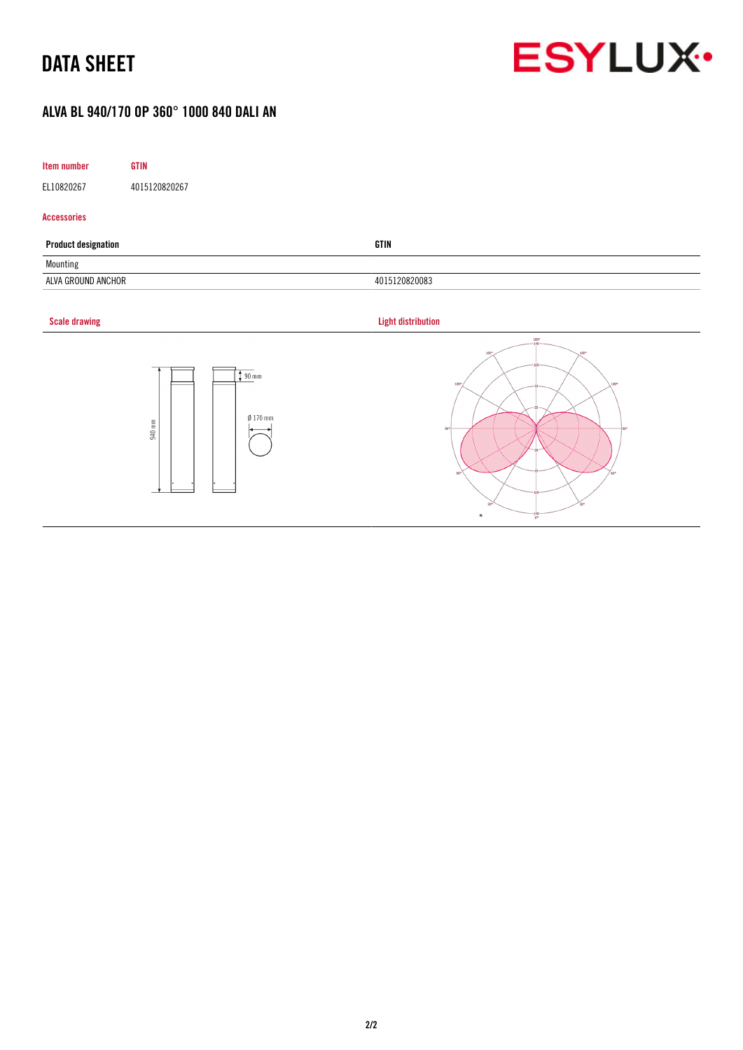# DATA SHEET

ESYLUX

## ALVA BL 940/170 OP 360° 1000 840 DALI AN

| Item number | GTIN |
|---|---|
| EL10820267 | 4015120820267 |

### Accessories

| Product designation | GTIN |
|---|---|
| Mounting | |
| ALVA GROUND ANCHOR | 4015120820083 |

### Scale drawing

940 mm
90 mm
Ø 170 mm

### Light distribution